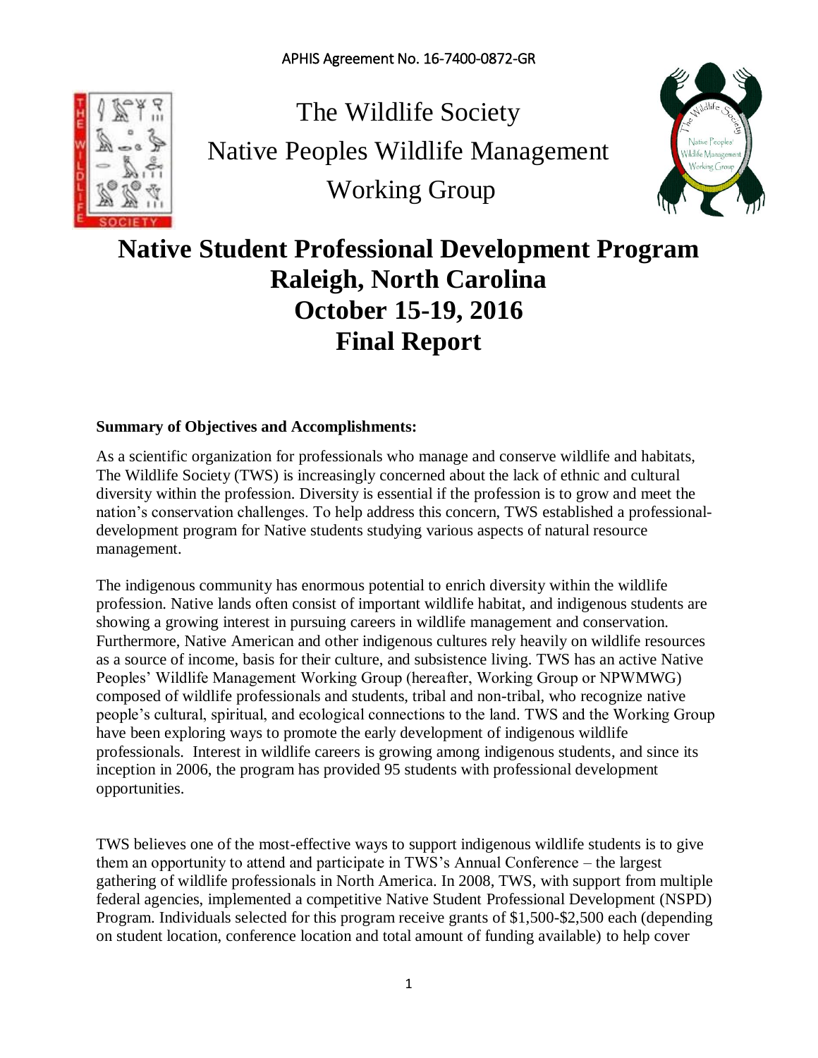APHIS Agreement No. 16-7400-0872-GR

The Wildlife Society
Native Peoples Wildlife Management
Working Group

# Native Student Professional Development Program
# Raleigh, North Carolina
# October 15-19, 2016
# Final Report

**Summary of Objectives and Accomplishments:**

As a scientific organization for professionals who manage and conserve wildlife and habitats, The Wildlife Society (TWS) is increasingly concerned about the lack of ethnic and cultural diversity within the profession. Diversity is essential if the profession is to grow and meet the nation's conservation challenges. To help address this concern, TWS established a professional-development program for Native students studying various aspects of natural resource management.

The indigenous community has enormous potential to enrich diversity within the wildlife profession. Native lands often consist of important wildlife habitat, and indigenous students are showing a growing interest in pursuing careers in wildlife management and conservation. Furthermore, Native American and other indigenous cultures rely heavily on wildlife resources as a source of income, basis for their culture, and subsistence living. TWS has an active Native Peoples' Wildlife Management Working Group (hereafter, Working Group or NPWMWG) composed of wildlife professionals and students, tribal and non-tribal, who recognize native people's cultural, spiritual, and ecological connections to the land. TWS and the Working Group have been exploring ways to promote the early development of indigenous wildlife professionals. Interest in wildlife careers is growing among indigenous students, and since its inception in 2006, the program has provided 95 students with professional development opportunities.

TWS believes one of the most-effective ways to support indigenous wildlife students is to give them an opportunity to attend and participate in TWS's Annual Conference – the largest gathering of wildlife professionals in North America. In 2008, TWS, with support from multiple federal agencies, implemented a competitive Native Student Professional Development (NSPD) Program. Individuals selected for this program receive grants of $1,500-$2,500 each (depending on student location, conference location and total amount of funding available) to help cover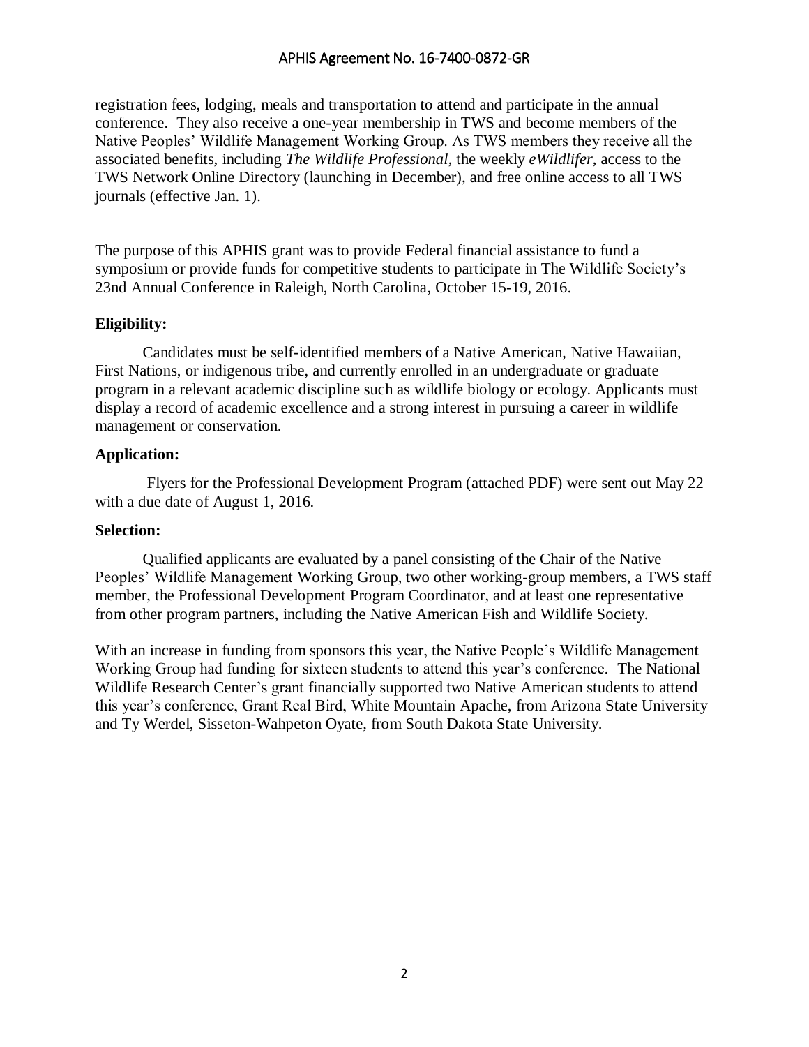registration fees, lodging, meals and transportation to attend and participate in the annual conference. They also receive a one-year membership in TWS and become members of the Native Peoples' Wildlife Management Working Group. As TWS members they receive all the associated benefits, including *The Wildlife Professional*, the weekly *eWildlifer*, access to the TWS Network Online Directory (launching in December), and free online access to all TWS journals (effective Jan. 1).

The purpose of this APHIS grant was to provide Federal financial assistance to fund a symposium or provide funds for competitive students to participate in The Wildlife Society's 23nd Annual Conference in Raleigh, North Carolina, October 15-19, 2016.

**Eligibility:**

Candidates must be self-identified members of a Native American, Native Hawaiian, First Nations, or indigenous tribe, and currently enrolled in an undergraduate or graduate program in a relevant academic discipline such as wildlife biology or ecology. Applicants must display a record of academic excellence and a strong interest in pursuing a career in wildlife management or conservation.

**Application:**

Flyers for the Professional Development Program (attached PDF) were sent out May 22 with a due date of August 1, 2016.

**Selection:**

Qualified applicants are evaluated by a panel consisting of the Chair of the Native Peoples' Wildlife Management Working Group, two other working-group members, a TWS staff member, the Professional Development Program Coordinator, and at least one representative from other program partners, including the Native American Fish and Wildlife Society.

With an increase in funding from sponsors this year, the Native People's Wildlife Management Working Group had funding for sixteen students to attend this year's conference. The National Wildlife Research Center's grant financially supported two Native American students to attend this year's conference, Grant Real Bird, White Mountain Apache, from Arizona State University and Ty Werdel, Sisseton-Wahpeton Oyate, from South Dakota State University.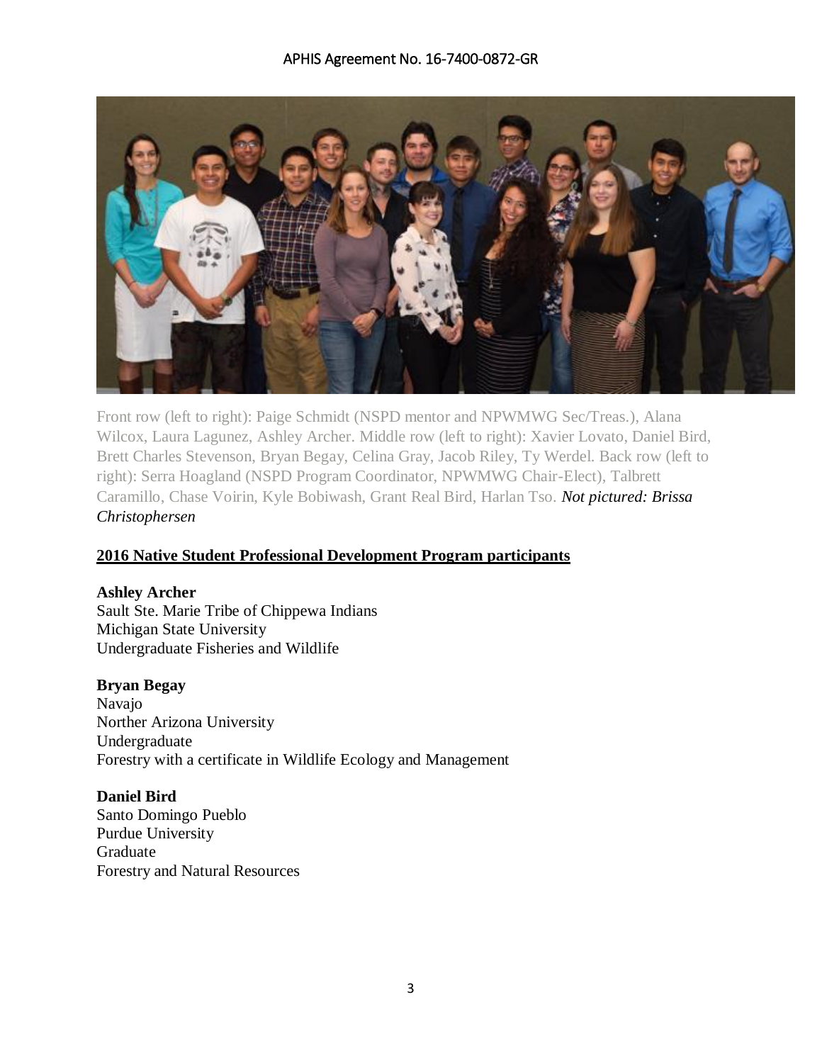Front row (left to right): Paige Schmidt (NSPD mentor and NPWMWG Sec/Treas.), Alana Wilcox, Laura Lagunez, Ashley Archer. Middle row (left to right): Xavier Lovato, Daniel Bird, Brett Charles Stevenson, Bryan Begay, Celina Gray, Jacob Riley, Ty Werdel. Back row (left to right): Serra Hoagland (NSPD Program Coordinator, NPWMWG Chair-Elect), Talbrett Caramillo, Chase Voirin, Kyle Bobiwash, Grant Real Bird, Harlan Tso. *Not pictured: Brissa Christophersen*

## 2016 Native Student Professional Development Program participants

**Ashley Archer**
Sault Ste. Marie Tribe of Chippewa Indians
Michigan State University
Undergraduate Fisheries and Wildlife

**Bryan Begay**
Navajo
Norther Arizona University
Undergraduate
Forestry with a certificate in Wildlife Ecology and Management

**Daniel Bird**
Santo Domingo Pueblo
Purdue University
Graduate
Forestry and Natural Resources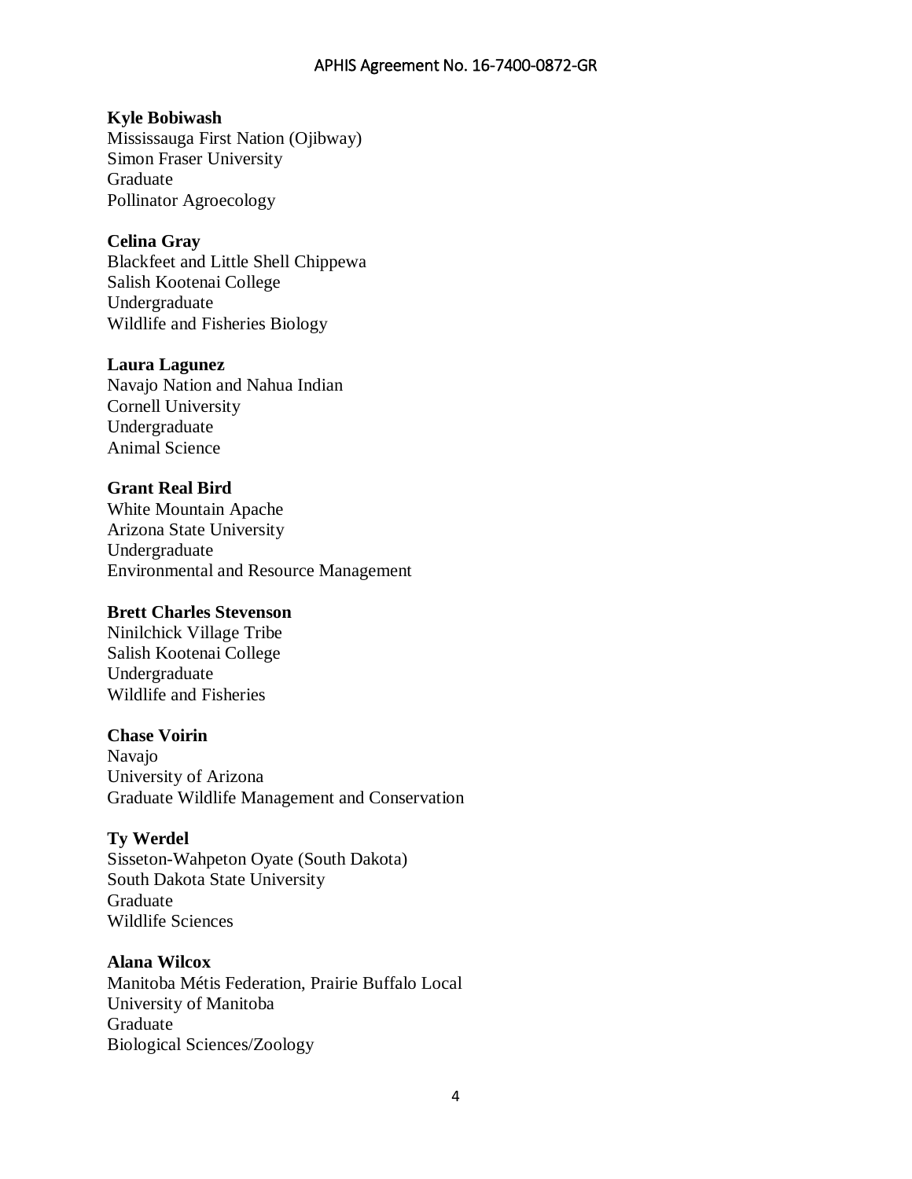**Kyle Bobiwash**
Mississauga First Nation (Ojibway)
Simon Fraser University
Graduate
Pollinator Agroecology

**Celina Gray**
Blackfeet and Little Shell Chippewa
Salish Kootenai College
Undergraduate
Wildlife and Fisheries Biology

**Laura Lagunez**
Navajo Nation and Nahua Indian
Cornell University
Undergraduate
Animal Science

**Grant Real Bird**
White Mountain Apache
Arizona State University
Undergraduate
Environmental and Resource Management

**Brett Charles Stevenson**
Ninilchick Village Tribe
Salish Kootenai College
Undergraduate
Wildlife and Fisheries

**Chase Voirin**
Navajo
University of Arizona
Graduate Wildlife Management and Conservation

**Ty Werdel**
Sisseton-Wahpeton Oyate (South Dakota)
South Dakota State University
Graduate
Wildlife Sciences

**Alana Wilcox**
Manitoba Métis Federation, Prairie Buffalo Local
University of Manitoba
Graduate
Biological Sciences/Zoology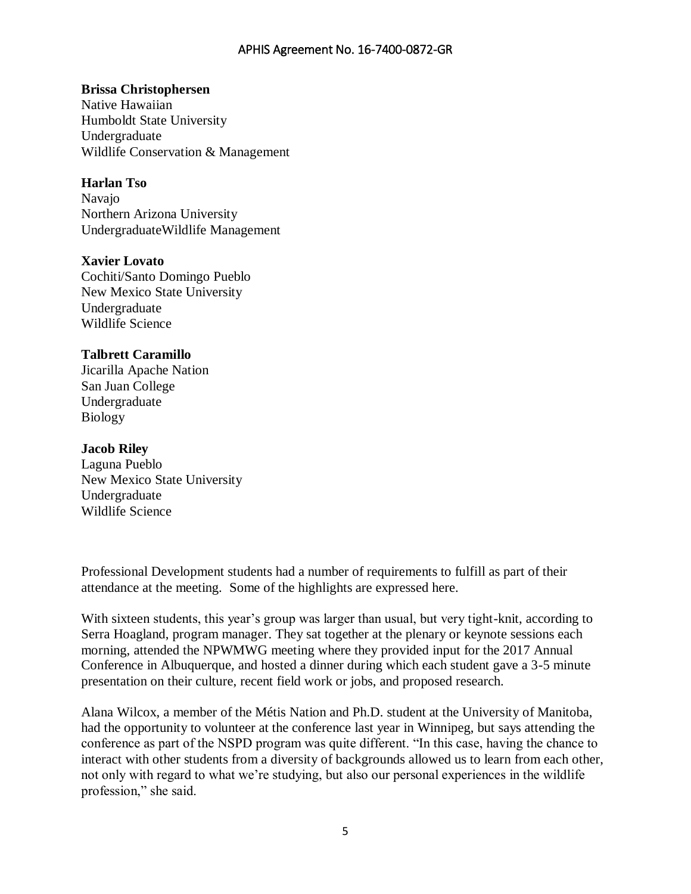**Brissa Christophersen**
Native Hawaiian
Humboldt State University
Undergraduate
Wildlife Conservation & Management

**Harlan Tso**
Navajo
Northern Arizona University
UndergraduateWildlife Management

**Xavier Lovato**
Cochiti/Santo Domingo Pueblo
New Mexico State University
Undergraduate
Wildlife Science

**Talbrett Caramillo**
Jicarilla Apache Nation
San Juan College
Undergraduate
Biology

**Jacob Riley**
Laguna Pueblo
New Mexico State University
Undergraduate
Wildlife Science

Professional Development students had a number of requirements to fulfill as part of their attendance at the meeting. Some of the highlights are expressed here.

With sixteen students, this year's group was larger than usual, but very tight-knit, according to Serra Hoagland, program manager. They sat together at the plenary or keynote sessions each morning, attended the NPWMWG meeting where they provided input for the 2017 Annual Conference in Albuquerque, and hosted a dinner during which each student gave a 3-5 minute presentation on their culture, recent field work or jobs, and proposed research.

Alana Wilcox, a member of the Métis Nation and Ph.D. student at the University of Manitoba, had the opportunity to volunteer at the conference last year in Winnipeg, but says attending the conference as part of the NSPD program was quite different. "In this case, having the chance to interact with other students from a diversity of backgrounds allowed us to learn from each other, not only with regard to what we're studying, but also our personal experiences in the wildlife profession," she said.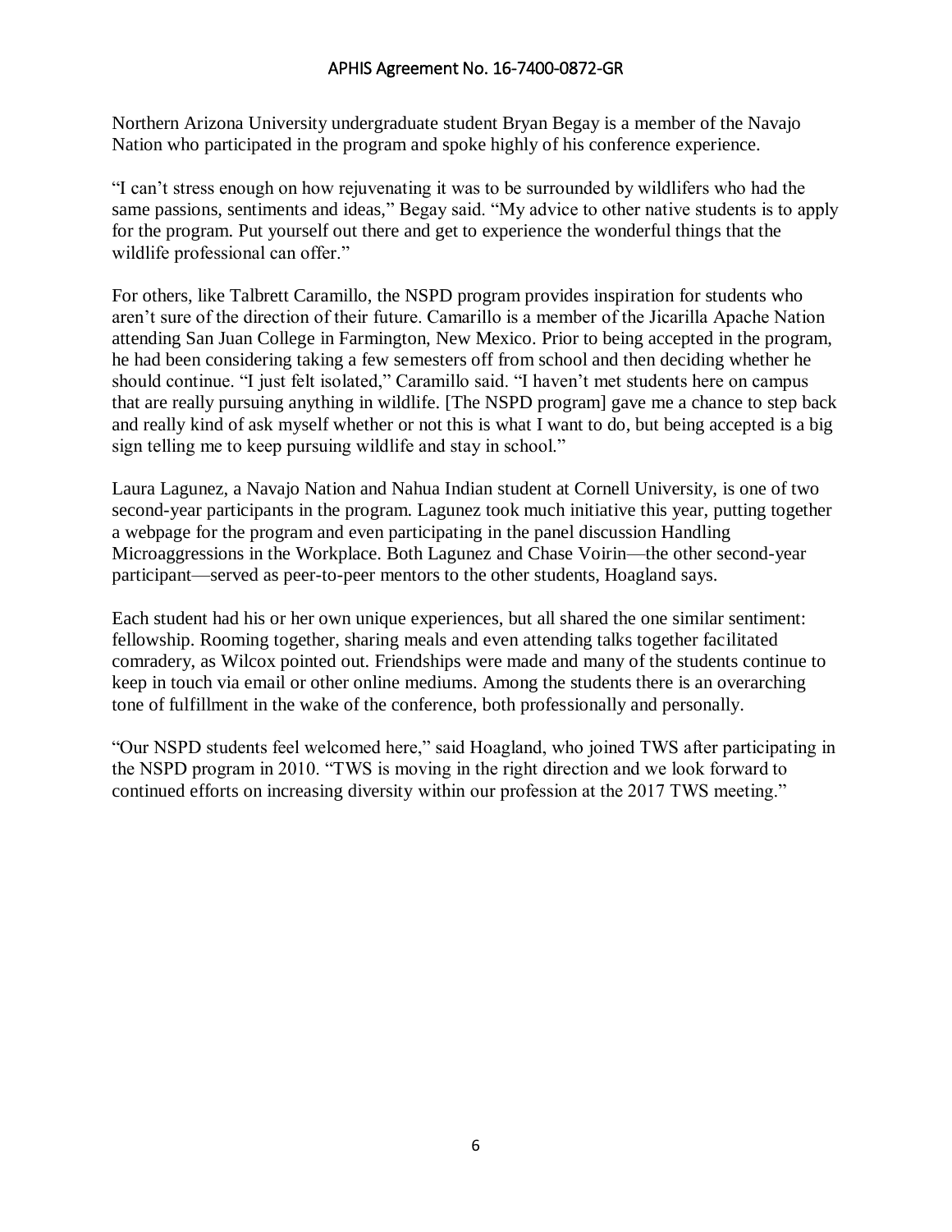Northern Arizona University undergraduate student Bryan Begay is a member of the Navajo Nation who participated in the program and spoke highly of his conference experience.

"I can't stress enough on how rejuvenating it was to be surrounded by wildlifers who had the same passions, sentiments and ideas," Begay said. "My advice to other native students is to apply for the program. Put yourself out there and get to experience the wonderful things that the wildlife professional can offer."

For others, like Talbrett Caramillo, the NSPD program provides inspiration for students who aren't sure of the direction of their future. Camarillo is a member of the Jicarilla Apache Nation attending San Juan College in Farmington, New Mexico. Prior to being accepted in the program, he had been considering taking a few semesters off from school and then deciding whether he should continue. "I just felt isolated," Caramillo said. "I haven't met students here on campus that are really pursuing anything in wildlife. [The NSPD program] gave me a chance to step back and really kind of ask myself whether or not this is what I want to do, but being accepted is a big sign telling me to keep pursuing wildlife and stay in school."

Laura Lagunez, a Navajo Nation and Nahua Indian student at Cornell University, is one of two second-year participants in the program. Lagunez took much initiative this year, putting together a webpage for the program and even participating in the panel discussion Handling Microaggressions in the Workplace. Both Lagunez and Chase Voirin—the other second-year participant—served as peer-to-peer mentors to the other students, Hoagland says.

Each student had his or her own unique experiences, but all shared the one similar sentiment: fellowship. Rooming together, sharing meals and even attending talks together facilitated comradery, as Wilcox pointed out. Friendships were made and many of the students continue to keep in touch via email or other online mediums. Among the students there is an overarching tone of fulfillment in the wake of the conference, both professionally and personally.

"Our NSPD students feel welcomed here," said Hoagland, who joined TWS after participating in the NSPD program in 2010. "TWS is moving in the right direction and we look forward to continued efforts on increasing diversity within our profession at the 2017 TWS meeting."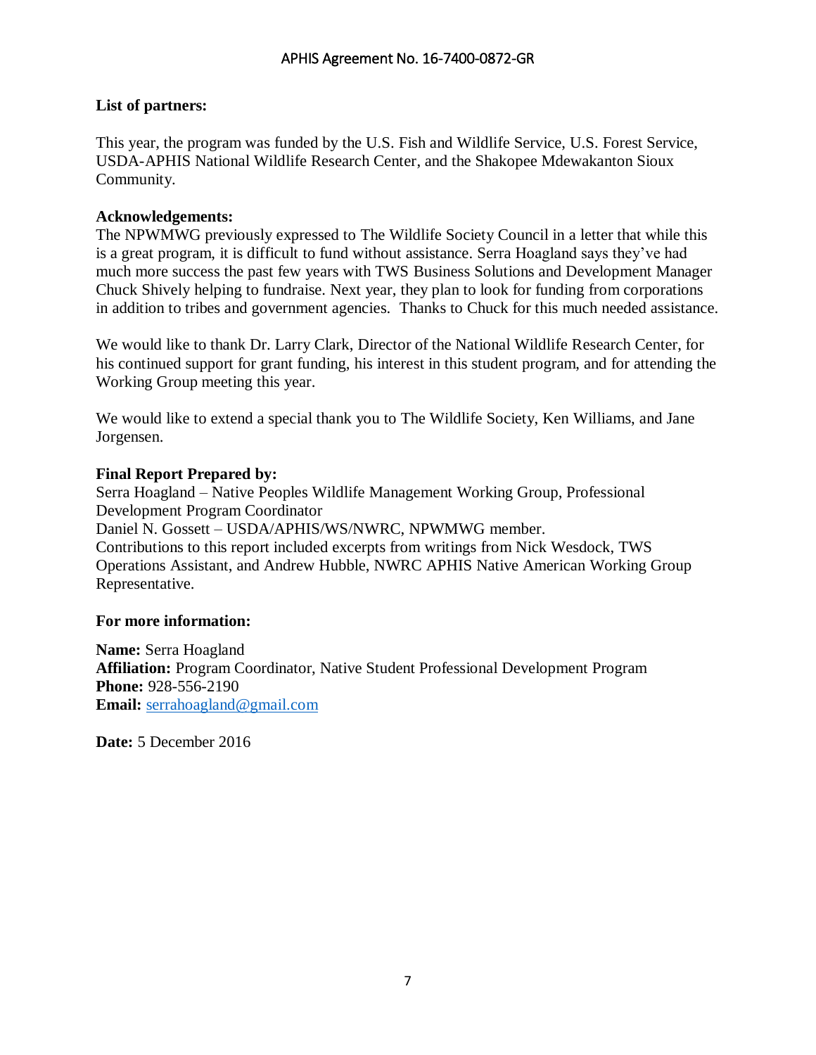**List of partners:**

This year, the program was funded by the U.S. Fish and Wildlife Service, U.S. Forest Service, USDA-APHIS National Wildlife Research Center, and the Shakopee Mdewakanton Sioux Community.

**Acknowledgements:**

The NPWMWG previously expressed to The Wildlife Society Council in a letter that while this is a great program, it is difficult to fund without assistance. Serra Hoagland says they've had much more success the past few years with TWS Business Solutions and Development Manager Chuck Shively helping to fundraise. Next year, they plan to look for funding from corporations in addition to tribes and government agencies. Thanks to Chuck for this much needed assistance.

We would like to thank Dr. Larry Clark, Director of the National Wildlife Research Center, for his continued support for grant funding, his interest in this student program, and for attending the Working Group meeting this year.

We would like to extend a special thank you to The Wildlife Society, Ken Williams, and Jane Jorgensen.

**Final Report Prepared by:**

Serra Hoagland – Native Peoples Wildlife Management Working Group, Professional Development Program Coordinator
Daniel N. Gossett – USDA/APHIS/WS/NWRC, NPWMWG member.
Contributions to this report included excerpts from writings from Nick Wesdock, TWS Operations Assistant, and Andrew Hubble, NWRC APHIS Native American Working Group Representative.

**For more information:**

**Name:** Serra Hoagland
**Affiliation:** Program Coordinator, Native Student Professional Development Program
**Phone:** 928-556-2190
**Email:** serrahoagland@gmail.com

**Date:** 5 December 2016